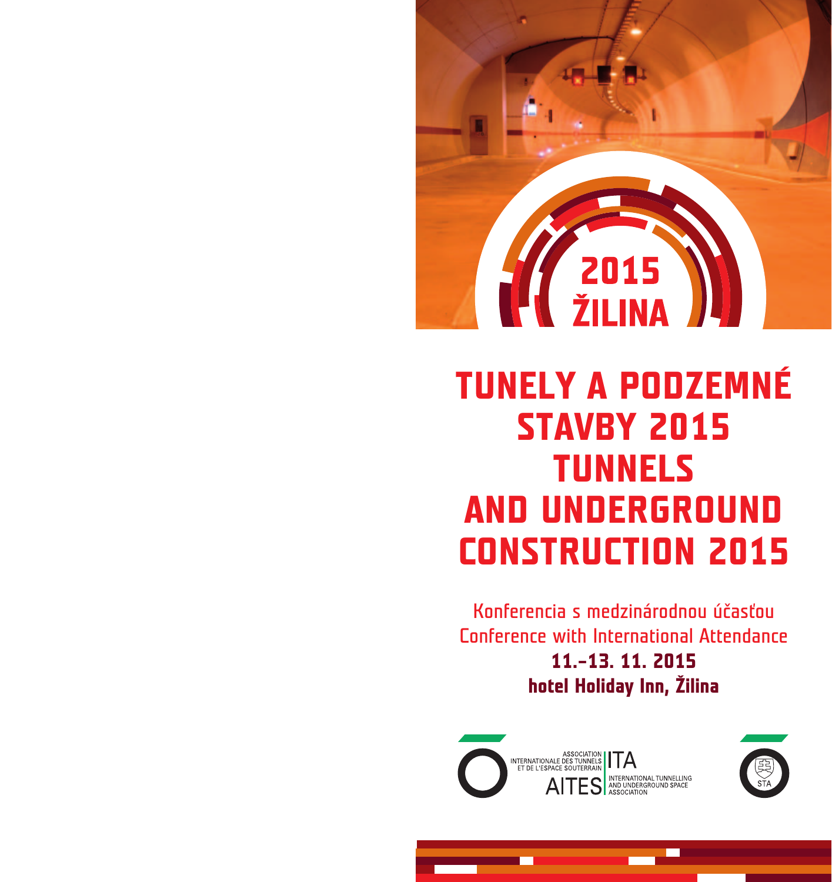2015
ŽILINA

# TUNELY A PODZEMNÉ STAVBY 2015
# TUNNELS AND UNDERGROUND CONSTRUCTION 2015

Konferencia s medzinárodnou účasťou
Conference with International Attendance

**11.–13. 11. 2015**
**hotel Holiday Inn, Žilina**

ASSOCIATION INTERNATIONALE DES TUNNELS ET DE L'ESPACE SOUTERRAIN AITES | ITA INTERNATIONAL TUNNELLING AND UNDERGROUND SPACE ASSOCIATION

STA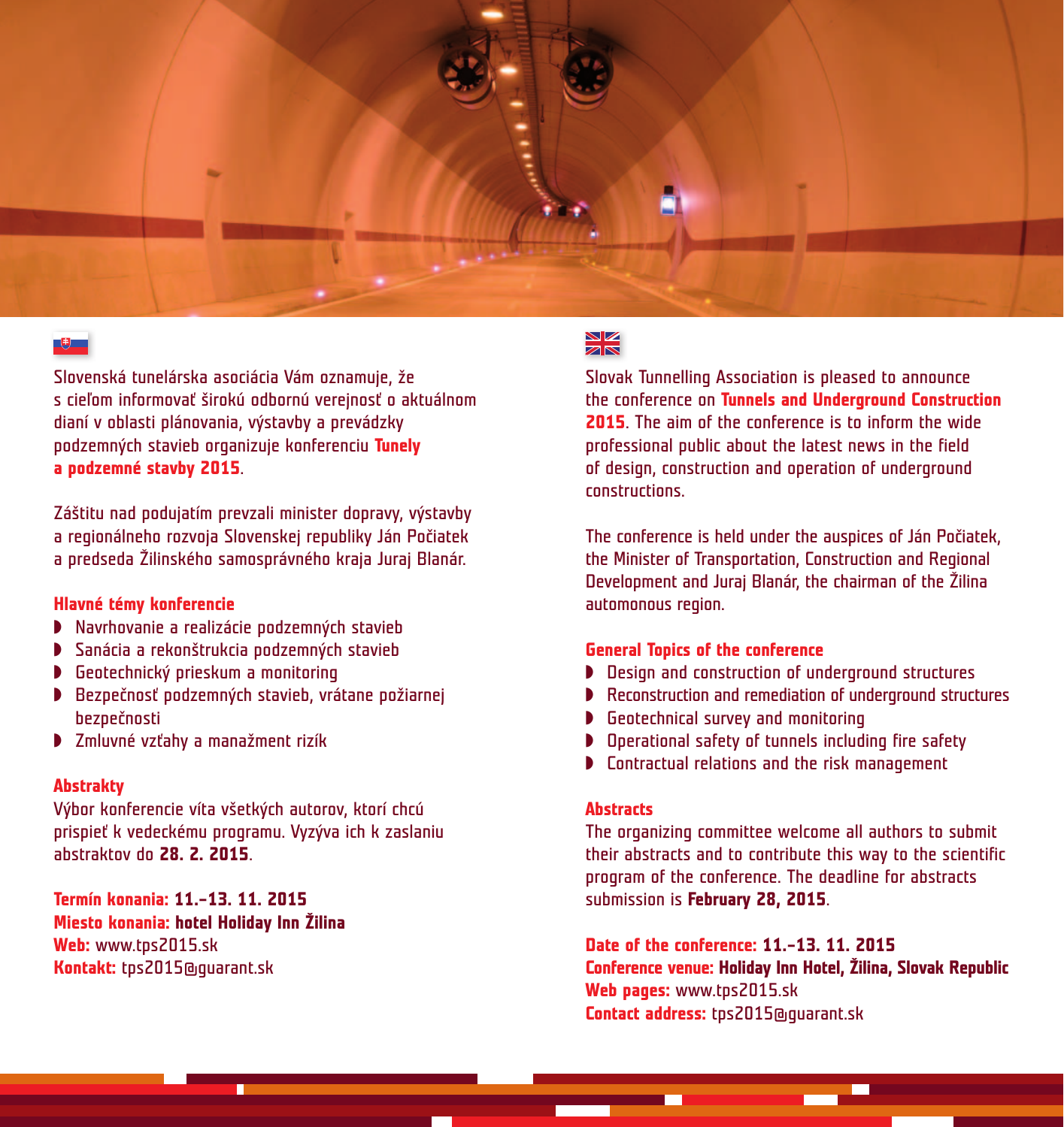Slovenská tunelárska asociácia Vám oznamuje, že s cieľom informovať širokú odbornú verejnosť o aktuálnom dianí v oblasti plánovania, výstavby a prevádzky podzemných stavieb organizuje konferenciu **Tunely a podzemné stavby 2015**.

Záštitu nad podujatím prevzali minister dopravy, výstavby a regionálneho rozvoja Slovenskej republiky Ján Počiatek a predseda Žilinského samosprávneho kraja Juraj Blanár.

### Hlavné témy konferencie

- Navrhovanie a realizácie podzemných stavieb
- Sanácia a rekonštrukcia podzemných stavieb
- Geotechnický prieskum a monitoring
- Bezpečnosť podzemných stavieb, vrátane požiarnej bezpečnosti
- Zmluvné vzťahy a manažment rizík

### Abstrakty

Výbor konferencie víta všetkých autorov, ktorí chcú prispieť k vedeckému programu. Vyzýva ich k zaslaniu abstraktov do **28. 2. 2015**.

**Termín konania:** **11.–13. 11. 2015**
**Miesto konania:** **hotel Holiday Inn Žilina**
**Web:** www.tps2015.sk
**Kontakt:** tps2015@guarant.sk

Slovak Tunnelling Association is pleased to announce the conference on **Tunnels and Underground Construction 2015**. The aim of the conference is to inform the wide professional public about the latest news in the field of design, construction and operation of underground constructions.

The conference is held under the auspices of Ján Počiatek, the Minister of Transportation, Construction and Regional Development and Juraj Blanár, the chairman of the Žilina automonous region.

### General Topics of the conference

- Design and construction of underground structures
- Reconstruction and remediation of underground structures
- Geotechnical survey and monitoring
- Operational safety of tunnels including fire safety
- Contractual relations and the risk management

### Abstracts

The organizing committee welcome all authors to submit their abstracts and to contribute this way to the scientific program of the conference. The deadline for abstracts submission is **February 28, 2015**.

**Date of the conference:** **11.–13. 11. 2015**
**Conference venue:** **Holiday Inn Hotel, Žilina, Slovak Republic**
**Web pages:** www.tps2015.sk
**Contact address:** tps2015@guarant.sk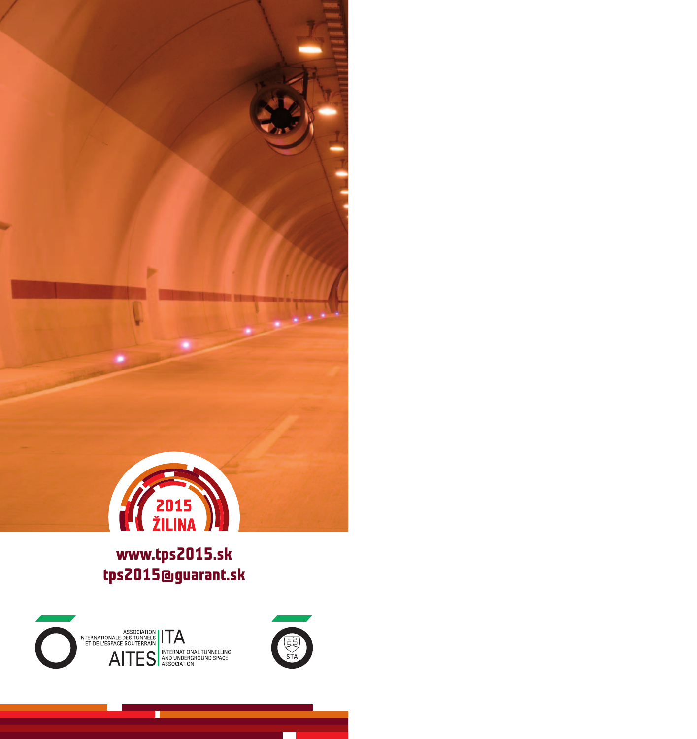2015
ŽILINA

**www.tps2015.sk**
**tps2015@guarant.sk**

ASSOCIATION INTERNATIONALE DES TUNNELS ET DE L'ESPACE SOUTERRAIN
AITES
ITA
INTERNATIONAL TUNNELLING AND UNDERGROUND SPACE ASSOCIATION

STA